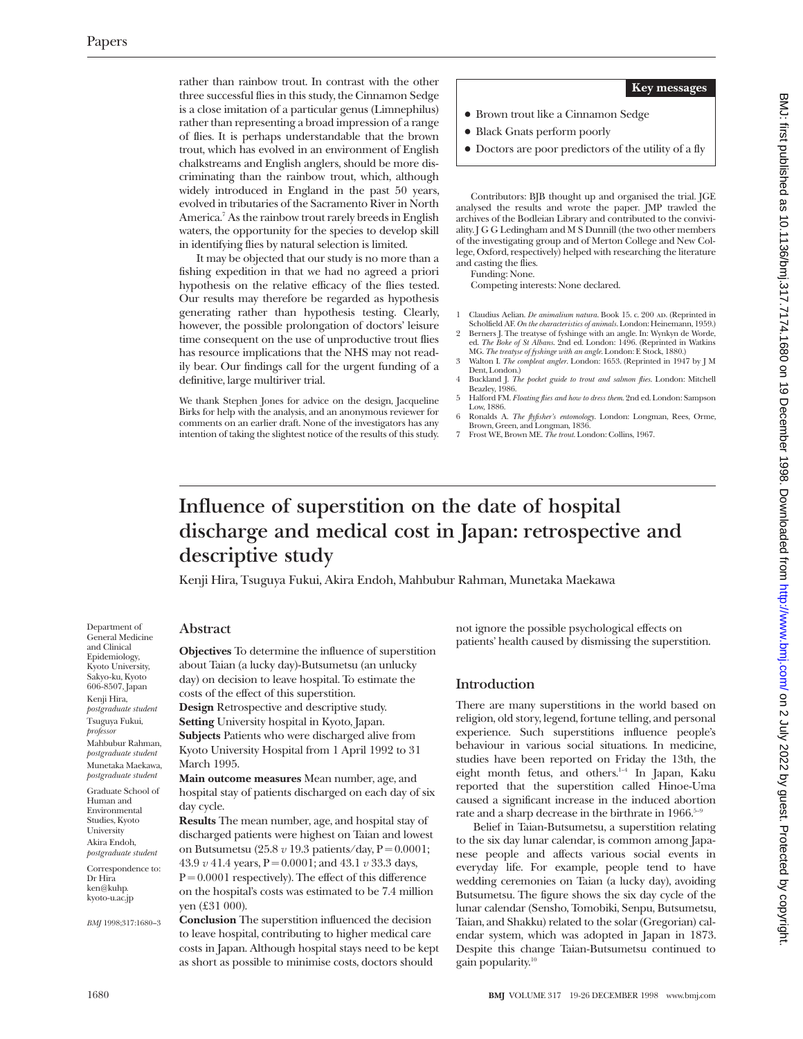rather than rainbow trout. In contrast with the other three successful flies in this study, the Cinnamon Sedge is a close imitation of a particular genus (Limnephilus) rather than representing a broad impression of a range of flies. It is perhaps understandable that the brown trout, which has evolved in an environment of English chalkstreams and English anglers, should be more discriminating than the rainbow trout, which, although widely introduced in England in the past 50 years, evolved in tributaries of the Sacramento River in North America.[7] As the rainbow trout rarely breeds in English waters, the opportunity for the species to develop skill in identifying flies by natural selection is limited.

It may be objected that our study is no more than a fishing expedition in that we had no agreed a priori hypothesis on the relative efficacy of the flies tested. Our results may therefore be regarded as hypothesis generating rather than hypothesis testing. Clearly, however, the possible prolongation of doctors' leisure time consequent on the use of unproductive trout flies has resource implications that the NHS may not readily bear. Our findings call for the urgent funding of a definitive, large multiriver trial.

We thank Stephen Jones for advice on the design, Jacqueline Birks for help with the analysis, and an anonymous reviewer for comments on an earlier draft. None of the investigators has any intention of taking the slightest notice of the results of this study.

**Key messages**

- Brown trout like a Cinnamon Sedge
- Black Gnats perform poorly
- Doctors are poor predictors of the utility of a fly

Contributors: BJB thought up and organised the trial. JGE analysed the results and wrote the paper. JMP trawled the archives of the Bodleian Library and contributed to the conviviality. J G G Ledingham and M S Dunnill (the two other members of the investigating group and of Merton College and New College, Oxford, respectively) helped with researching the literature and casting the flies.

Funding: None.

Competing interests: None declared.

1. Claudius Aelian. *De animalium natura*. Book 15. c. 200 AD. (Reprinted in Scholfield AF. *On the characteristics of animals*. London: Heinemann, 1959.)
2. Berners J. The treatyse of fyshinge with an angle. In: Wynkyn de Worde, ed. *The Boke of St Albans*. 2nd ed. London: 1496. (Reprinted in Watkins MG. *The treatyse of fyshinge with an angle*. London: E Stock, 1880.)
3. Walton I. *The compleat angler*. London: 1653. (Reprinted in 1947 by J M Dent, London.)
4. Buckland J. *The pocket guide to trout and salmon flies*. London: Mitchell Beazley, 1986.
5. Halford FM. *Floating flies and how to dress them*. 2nd ed. London: Sampson Low, 1886.
6. Ronalds A. *The flyfisher's entomology*. London: Longman, Rees, Orme, Brown, Green, and Longman, 1836.
7. Frost WE, Brown ME. *The trout*. London: Collins, 1967.

# Influence of superstition on the date of hospital discharge and medical cost in Japan: retrospective and descriptive study

Kenji Hira, Tsuguya Fukui, Akira Endoh, Mahbubur Rahman, Munetaka Maekawa

Department of General Medicine and Clinical Epidemiology, Kyoto University, Sakyo-ku, Kyoto 606-8507, Japan
Kenji Hira, *postgraduate student*
Tsuguya Fukui, *professor*
Mahbubur Rahman, *postgraduate student*
Munetaka Maekawa, *postgraduate student*

Graduate School of Human and Environmental Studies, Kyoto University
Akira Endoh, *postgraduate student*

Correspondence to: Dr Hira ken@kuhp.kyoto-u.ac.jp

*BMJ* 1998;317:1680–3

## Abstract

**Objectives** To determine the influence of superstition about Taian (a lucky day)-Butsumetsu (an unlucky day) on decision to leave hospital. To estimate the costs of the effect of this superstition.

**Design** Retrospective and descriptive study.

**Setting** University hospital in Kyoto, Japan.

**Subjects** Patients who were discharged alive from Kyoto University Hospital from 1 April 1992 to 31 March 1995.

**Main outcome measures** Mean number, age, and hospital stay of patients discharged on each day of six day cycle.

**Results** The mean number, age, and hospital stay of discharged patients were highest on Taian and lowest on Butsumetsu (25.8 *v* 19.3 patients/day, P = 0.0001; 43.9 *v* 41.4 years, P = 0.0001; and 43.1 *v* 33.3 days, P = 0.0001 respectively). The effect of this difference on the hospital's costs was estimated to be 7.4 million yen (£31 000).

**Conclusion** The superstition influenced the decision to leave hospital, contributing to higher medical care costs in Japan. Although hospital stays need to be kept as short as possible to minimise costs, doctors should not ignore the possible psychological effects on patients' health caused by dismissing the superstition.

## Introduction

There are many superstitions in the world based on religion, old story, legend, fortune telling, and personal experience. Such superstitions influence people's behaviour in various social situations. In medicine, studies have been reported on Friday the 13th, the eight month fetus, and others.[1–4] In Japan, Kaku reported that the superstition called Hinoe-Uma caused a significant increase in the induced abortion rate and a sharp decrease in the birthrate in 1966.[5–9]

Belief in Taian-Butsumetsu, a superstition relating to the six day lunar calendar, is common among Japanese people and affects various social events in everyday life. For example, people tend to have wedding ceremonies on Taian (a lucky day), avoiding Butsumetsu. The figure shows the six day cycle of the lunar calendar (Sensho, Tomobiki, Senpu, Butsumetsu, Taian, and Shakku) related to the solar (Gregorian) calendar system, which was adopted in Japan in 1873. Despite this change Taian-Butsumetsu continued to gain popularity.[10]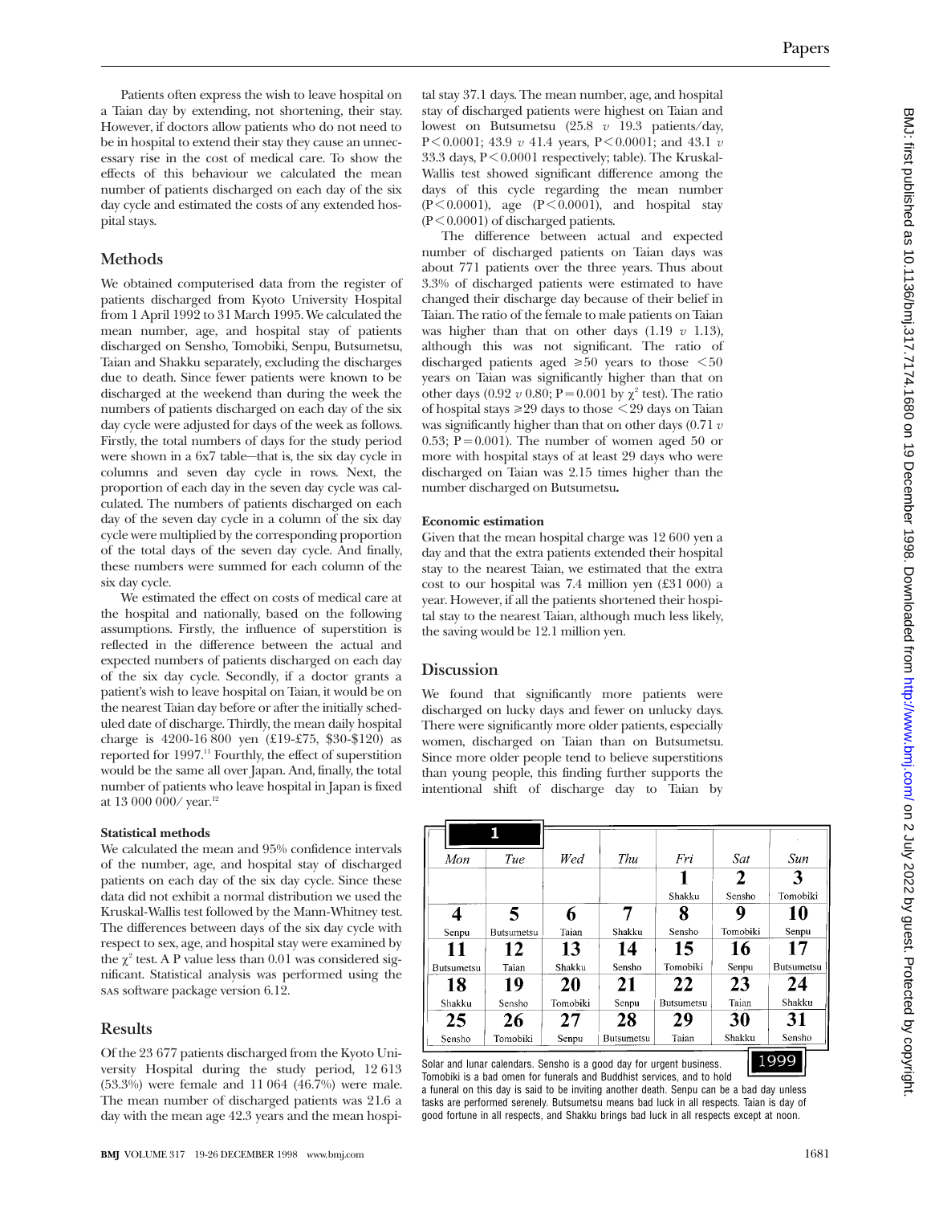Patients often express the wish to leave hospital on a Taian day by extending, not shortening, their stay. However, if doctors allow patients who do not need to be in hospital to extend their stay they cause an unnecessary rise in the cost of medical care. To show the effects of this behaviour we calculated the mean number of patients discharged on each day of the six day cycle and estimated the costs of any extended hospital stays.

## Methods

We obtained computerised data from the register of patients discharged from Kyoto University Hospital from 1 April 1992 to 31 March 1995. We calculated the mean number, age, and hospital stay of patients discharged on Sensho, Tomobiki, Senpu, Butsumetsu, Taian and Shakku separately, excluding the discharges due to death. Since fewer patients were known to be discharged at the weekend than during the week the numbers of patients discharged on each day of the six day cycle were adjusted for days of the week as follows. Firstly, the total numbers of days for the study period were shown in a 6x7 table—that is, the six day cycle in columns and seven day cycle in rows. Next, the proportion of each day in the seven day cycle was calculated. The numbers of patients discharged on each day of the seven day cycle in a column of the six day cycle were multiplied by the corresponding proportion of the total days of the seven day cycle. And finally, these numbers were summed for each column of the six day cycle.

We estimated the effect on costs of medical care at the hospital and nationally, based on the following assumptions. Firstly, the influence of superstition is reflected in the difference between the actual and expected numbers of patients discharged on each day of the six day cycle. Secondly, if a doctor grants a patient's wish to leave hospital on Taian, it would be on the nearest Taian day before or after the initially scheduled date of discharge. Thirdly, the mean daily hospital charge is 4200-16 800 yen (£19-£75, $30-$120) as reported for 1997.[11] Fourthly, the effect of superstition would be the same all over Japan. And, finally, the total number of patients who leave hospital in Japan is fixed at 13 000 000/ year.[12]

### Statistical methods

We calculated the mean and 95% confidence intervals of the number, age, and hospital stay of discharged patients on each day of the six day cycle. Since these data did not exhibit a normal distribution we used the Kruskal-Wallis test followed by the Mann-Whitney test. The differences between days of the six day cycle with respect to sex, age, and hospital stay were examined by the $\chi^2$ test. A P value less than 0.01 was considered significant. Statistical analysis was performed using the SAS software package version 6.12.

## Results

Of the 23 677 patients discharged from the Kyoto University Hospital during the study period, 12 613 (53.3%) were female and 11 064 (46.7%) were male. The mean number of discharged patients was 21.6 a day with the mean age 42.3 years and the mean hospital stay 37.1 days. The mean number, age, and hospital stay of discharged patients were highest on Taian and lowest on Butsumetsu (25.8 *v* 19.3 patients/day, P<0.0001; 43.9 *v* 41.4 years, P<0.0001; and 43.1 *v* 33.3 days, P<0.0001 respectively; table). The Kruskal-Wallis test showed significant difference among the days of this cycle regarding the mean number (P<0.0001), age (P<0.0001), and hospital stay (P<0.0001) of discharged patients.

The difference between actual and expected number of discharged patients on Taian days was about 771 patients over the three years. Thus about 3.3% of discharged patients were estimated to have changed their discharge day because of their belief in Taian. The ratio of the female to male patients on Taian was higher than that on other days (1.19 *v* 1.13), although this was not significant. The ratio of discharged patients aged ≥50 years to those <50 years on Taian was significantly higher than that on other days (0.92 *v* 0.80; P=0.001 by $\chi^2$ test). The ratio of hospital stays ≥29 days to those <29 days on Taian was significantly higher than that on other days (0.71 *v* 0.53; P=0.001). The number of women aged 50 or more with hospital stays of at least 29 days who were discharged on Taian was 2.15 times higher than the number discharged on Butsumetsu.

### Economic estimation

Given that the mean hospital charge was 12 600 yen a day and that the extra patients extended their hospital stay to the nearest Taian, we estimated that the extra cost to our hospital was 7.4 million yen (£31 000) a year. However, if all the patients shortened their hospital stay to the nearest Taian, although much less likely, the saving would be 12.1 million yen.

## Discussion

We found that significantly more patients were discharged on lucky days and fewer on unlucky days. There were significantly more older patients, especially women, discharged on Taian than on Butsumetsu. Since more older people tend to believe superstitions than young people, this finding further supports the intentional shift of discharge day to Taian by

| Mon | Tue | Wed | Thu | Fri | Sat | Sun |
|---|---|---|---|---|---|---|
| | | | | **1** Shakku | **2** Sensho | **3** Tomobiki |
| **4** Senpu | **5** Butsumetsu | **6** Taian | **7** Shakku | **8** Sensho | **9** Tomobiki | **10** Senpu |
| **11** Butsumetsu | **12** Taian | **13** Shakku | **14** Sensho | **15** Tomobiki | **16** Senpu | **17** Butsumetsu |
| **18** Shakku | **19** Sensho | **20** Tomobiki | **21** Senpu | **22** Butsumetsu | **23** Taian | **24** Shakku |
| **25** Sensho | **26** Tomobiki | **27** Senpu | **28** Butsumetsu | **29** Taian | **30** Shakku | **31** Sensho |

Solar and lunar calendars (1, 1999). Sensho is a good day for urgent business. Tomobiki is a bad omen for funerals and Buddhist services, and to hold a funeral on this day is said to be inviting another death. Senpu can be a bad day unless tasks are performed serenely. Butsumetsu means bad luck in all respects. Taian is day of good fortune in all respects, and Shakku brings bad luck in all respects except at noon.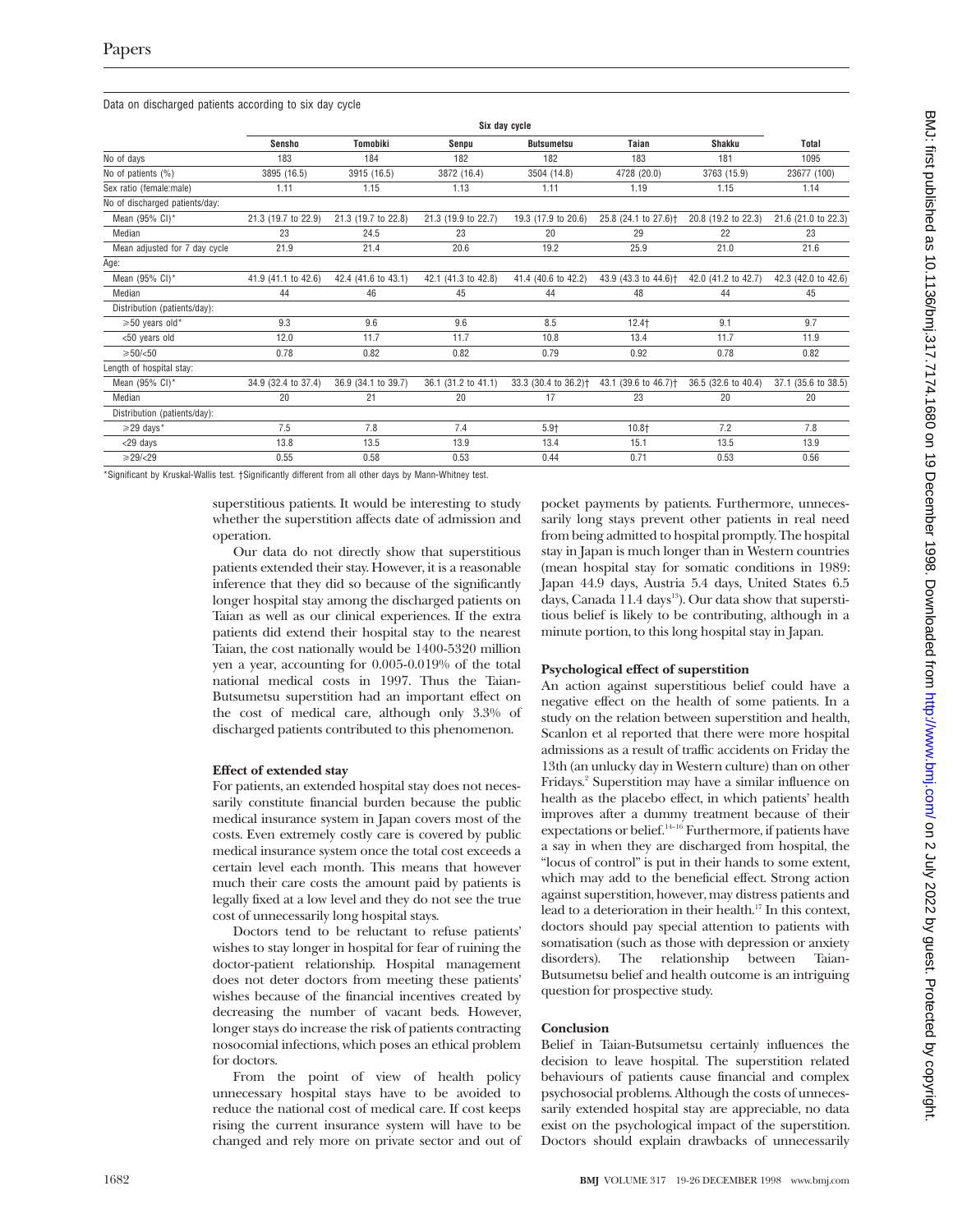Data on discharged patients according to six day cycle

| | Six day cycle | | | | | | |
|---|---|---|---|---|---|---|---|
| | Sensho | Tomobiki | Senpu | Butsumetsu | Taian | Shakku | Total |
| No of days | 183 | 184 | 182 | 182 | 183 | 181 | 1095 |
| No of patients (%) | 3895 (16.5) | 3915 (16.5) | 3872 (16.4) | 3504 (14.8) | 4728 (20.0) | 3763 (15.9) | 23677 (100) |
| Sex ratio (female:male) | 1.11 | 1.15 | 1.13 | 1.11 | 1.19 | 1.15 | 1.14 |
| No of discharged patients/day: | | | | | | | |
| Mean (95% CI)* | 21.3 (19.7 to 22.9) | 21.3 (19.7 to 22.8) | 21.3 (19.9 to 22.7) | 19.3 (17.9 to 20.6) | 25.8 (24.1 to 27.6)† | 20.8 (19.2 to 22.3) | 21.6 (21.0 to 22.3) |
| Median | 23 | 24.5 | 23 | 20 | 29 | 22 | 23 |
| Mean adjusted for 7 day cycle | 21.9 | 21.4 | 20.6 | 19.2 | 25.9 | 21.0 | 21.6 |
| Age: | | | | | | | |
| Mean (95% CI)* | 41.9 (41.1 to 42.6) | 42.4 (41.6 to 43.1) | 42.1 (41.3 to 42.8) | 41.4 (40.6 to 42.2) | 43.9 (43.3 to 44.6)† | 42.0 (41.2 to 42.7) | 42.3 (42.0 to 42.6) |
| Median | 44 | 46 | 45 | 44 | 48 | 44 | 45 |
| Distribution (patients/day): | | | | | | | |
| ≥50 years old* | 9.3 | 9.6 | 9.6 | 8.5 | 12.4† | 9.1 | 9.7 |
| <50 years old | 12.0 | 11.7 | 11.7 | 10.8 | 13.4 | 11.7 | 11.9 |
| ≥50/<50 | 0.78 | 0.82 | 0.82 | 0.79 | 0.92 | 0.78 | 0.82 |
| Length of hospital stay: | | | | | | | |
| Mean (95% CI)* | 34.9 (32.4 to 37.4) | 36.9 (34.1 to 39.7) | 36.1 (31.2 to 41.1) | 33.3 (30.4 to 36.2)† | 43.1 (39.6 to 46.7)† | 36.5 (32.6 to 40.4) | 37.1 (35.6 to 38.5) |
| Median | 20 | 21 | 20 | 17 | 23 | 20 | 20 |
| Distribution (patients/day): | | | | | | | |
| ≥29 days* | 7.5 | 7.8 | 7.4 | 5.9† | 10.8† | 7.2 | 7.8 |
| <29 days | 13.8 | 13.5 | 13.9 | 13.4 | 15.1 | 13.5 | 13.9 |
| ≥29/<29 | 0.55 | 0.58 | 0.53 | 0.44 | 0.71 | 0.53 | 0.56 |

*Significant by Kruskal-Wallis test. †Significantly different from all other days by Mann-Whitney test.

superstitious patients. It would be interesting to study whether the superstition affects date of admission and operation.

Our data do not directly show that superstitious patients extended their stay. However, it is a reasonable inference that they did so because of the significantly longer hospital stay among the discharged patients on Taian as well as our clinical experiences. If the extra patients did extend their hospital stay to the nearest Taian, the cost nationally would be 1400-5320 million yen a year, accounting for 0.005-0.019% of the total national medical costs in 1997. Thus the Taian-Butsumetsu superstition had an important effect on the cost of medical care, although only 3.3% of discharged patients contributed to this phenomenon.

**Effect of extended stay**

For patients, an extended hospital stay does not necessarily constitute financial burden because the public medical insurance system in Japan covers most of the costs. Even extremely costly care is covered by public medical insurance system once the total cost exceeds a certain level each month. This means that however much their care costs the amount paid by patients is legally fixed at a low level and they do not see the true cost of unnecessarily long hospital stays.

Doctors tend to be reluctant to refuse patients' wishes to stay longer in hospital for fear of ruining the doctor-patient relationship. Hospital management does not deter doctors from meeting these patients' wishes because of the financial incentives created by decreasing the number of vacant beds. However, longer stays do increase the risk of patients contracting nosocomial infections, which poses an ethical problem for doctors.

From the point of view of health policy unnecessary hospital stays have to be avoided to reduce the national cost of medical care. If cost keeps rising the current insurance system will have to be changed and rely more on private sector and out of pocket payments by patients. Furthermore, unnecessarily long stays prevent other patients in real need from being admitted to hospital promptly. The hospital stay in Japan is much longer than in Western countries (mean hospital stay for somatic conditions in 1989: Japan 44.9 days, Austria 5.4 days, United States 6.5 days, Canada 11.4 days[13]). Our data show that superstitious belief is likely to be contributing, although in a minute portion, to this long hospital stay in Japan.

**Psychological effect of superstition**

An action against superstitious belief could have a negative effect on the health of some patients. In a study on the relation between superstition and health, Scanlon et al reported that there were more hospital admissions as a result of traffic accidents on Friday the 13th (an unlucky day in Western culture) than on other Fridays.[2] Superstition may have a similar influence on health as the placebo effect, in which patients' health improves after a dummy treatment because of their expectations or belief.[14-16] Furthermore, if patients have a say in when they are discharged from hospital, the "locus of control" is put in their hands to some extent, which may add to the beneficial effect. Strong action against superstition, however, may distress patients and lead to a deterioration in their health.[17] In this context, doctors should pay special attention to patients with somatisation (such as those with depression or anxiety disorders). The relationship between Taian-Butsumetsu belief and health outcome is an intriguing question for prospective study.

**Conclusion**

Belief in Taian-Butsumetsu certainly influences the decision to leave hospital. The superstition related behaviours of patients cause financial and complex psychosocial problems. Although the costs of unnecessarily extended hospital stay are appreciable, no data exist on the psychological impact of the superstition. Doctors should explain drawbacks of unnecessarily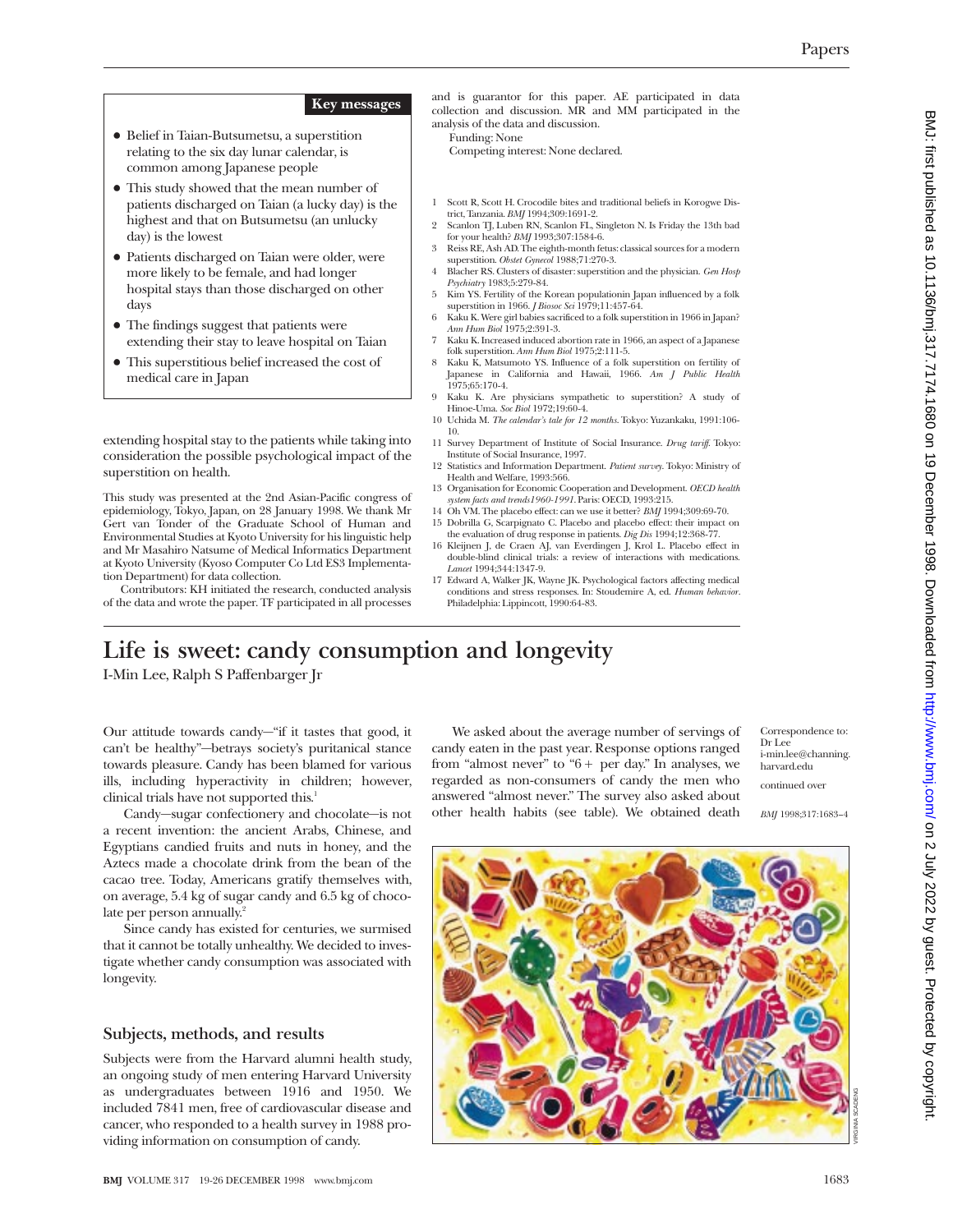## Key messages

- Belief in Taian-Butsumetsu, a superstition relating to the six day lunar calendar, is common among Japanese people
- This study showed that the mean number of patients discharged on Taian (a lucky day) is the highest and that on Butsumetsu (an unlucky day) is the lowest
- Patients discharged on Taian were older, were more likely to be female, and had longer hospital stays than those discharged on other days
- The findings suggest that patients were extending their stay to leave hospital on Taian
- This superstitious belief increased the cost of medical care in Japan

extending hospital stay to the patients while taking into consideration the possible psychological impact of the superstition on health.

This study was presented at the 2nd Asian-Pacific congress of epidemiology, Tokyo, Japan, on 28 January 1998. We thank Mr Gert van Tonder of the Graduate School of Human and Environmental Studies at Kyoto University for his linguistic help and Mr Masahiro Natsume of Medical Informatics Department at Kyoto University (Kyoso Computer Co Ltd ES3 Implementation Department) for data collection.

Contributors: KH initiated the research, conducted analysis of the data and wrote the paper. TF participated in all processes and is guarantor for this paper. AE participated in data collection and discussion. MR and MM participated in the analysis of the data and discussion.

Funding: None

Competing interest: None declared.

1. Scott R, Scott H. Crocodile bites and traditional beliefs in Korogwe District, Tanzania. *BMJ* 1994;309:1691-2.
2. Scanlon TJ, Luben RN, Scanlon FL, Singleton N. Is Friday the 13th bad for your health? *BMJ* 1993;307:1584-6.
3. Reiss RE, Ash AD. The eighth-month fetus: classical sources for a modern superstition. *Obstet Gynecol* 1988;71:270-3.
4. Blacher RS. Clusters of disaster: superstition and the physician. *Gen Hosp Psychiatry* 1983;5:279-84.
5. Kim YS. Fertility of the Korean populationin Japan influenced by a folk superstition in 1966. *J Biosoc Sci* 1979;11:457-64.
6. Kaku K. Were girl babies sacrificed to a folk superstition in 1966 in Japan? *Ann Hum Biol* 1975;2:391-3.
7. Kaku K. Increased induced abortion rate in 1966, an aspect of a Japanese folk superstition. *Ann Hum Biol* 1975;2:111-5.
8. Kaku K, Matsumoto YS. Influence of a folk superstition on fertility of Japanese in California and Hawaii, 1966. *Am J Public Health* 1975;65:170-4.
9. Kaku K. Are physicians sympathetic to superstition? A study of Hinoe-Uma. *Soc Biol* 1972;19:60-4.
10. Uchida M. *The calendar's tale for 12 months*. Tokyo: Yuzankaku, 1991:106-10.
11. Survey Department of Institute of Social Insurance. *Drug tariff*. Tokyo: Institute of Social Insurance, 1997.
12. Statistics and Information Department. *Patient survey*. Tokyo: Ministry of Health and Welfare, 1993:566.
13. Organisation for Economic Cooperation and Development. *OECD health system facts and trends1960-1991*. Paris: OECD, 1993:215.
14. Oh VM. The placebo effect: can we use it better? *BMJ* 1994;309:69-70.
15. Dobrilla G, Scarpignato C. Placebo and placebo effect: their impact on the evaluation of drug response in patients. *Dig Dis* 1994;12:368-77.
16. Kleijnen J, de Craen AJ, van Everdingen J, Krol L. Placebo effect in double-blind clinical trials: a review of interactions with medications. *Lancet* 1994;344:1347-9.
17. Edward A, Walker JK, Wayne JK. Psychological factors affecting medical conditions and stress responses. In: Stoudemire A, ed. *Human behavior*. Philadelphia: Lippincott, 1990:64-83.

# Life is sweet: candy consumption and longevity

I-Min Lee, Ralph S Paffenbarger Jr

Correspondence to: Dr Lee i-min.lee@channing.harvard.edu

continued over

*BMJ* 1998;317:1683–4

Our attitude towards candy—"if it tastes that good, it can't be healthy"—betrays society's puritanical stance towards pleasure. Candy has been blamed for various ills, including hyperactivity in children; however, clinical trials have not supported this.[1]

Candy—sugar confectionery and chocolate—is not a recent invention: the ancient Arabs, Chinese, and Egyptians candied fruits and nuts in honey, and the Aztecs made a chocolate drink from the bean of the cacao tree. Today, Americans gratify themselves with, on average, 5.4 kg of sugar candy and 6.5 kg of chocolate per person annually.[2]

Since candy has existed for centuries, we surmised that it cannot be totally unhealthy. We decided to investigate whether candy consumption was associated with longevity.

## Subjects, methods, and results

Subjects were from the Harvard alumni health study, an ongoing study of men entering Harvard University as undergraduates between 1916 and 1950. We included 7841 men, free of cardiovascular disease and cancer, who responded to a health survey in 1988 providing information on consumption of candy.

We asked about the average number of servings of candy eaten in the past year. Response options ranged from "almost never" to "6 + per day." In analyses, we regarded as non-consumers of candy the men who answered "almost never." The survey also asked about other health habits (see table). We obtained death

VIRGINIA SCADENG